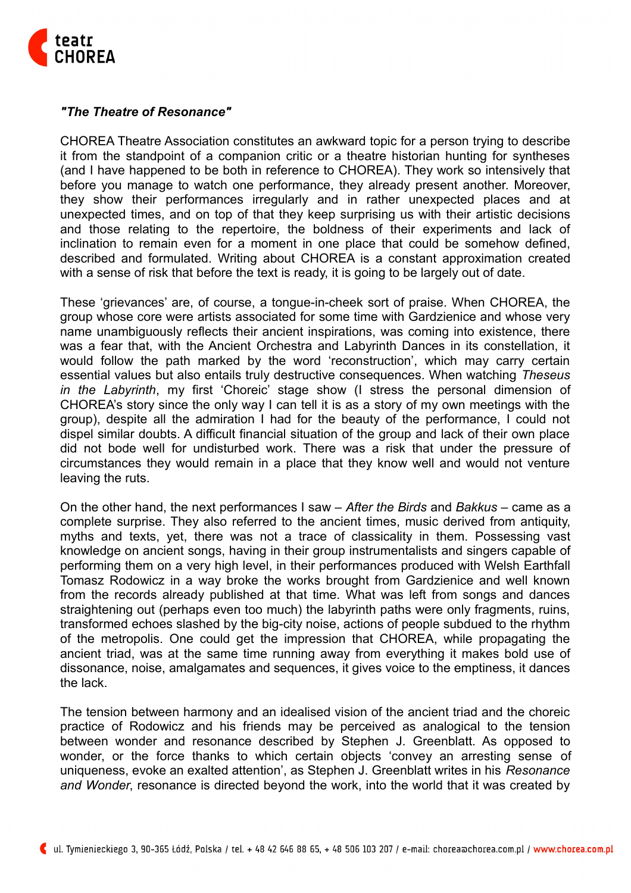***"The Theatre of Resonance"***

CHOREA Theatre Association constitutes an awkward topic for a person trying to describe it from the standpoint of a companion critic or a theatre historian hunting for syntheses (and I have happened to be both in reference to CHOREA). They work so intensively that before you manage to watch one performance, they already present another. Moreover, they show their performances irregularly and in rather unexpected places and at unexpected times, and on top of that they keep surprising us with their artistic decisions and those relating to the repertoire, the boldness of their experiments and lack of inclination to remain even for a moment in one place that could be somehow defined, described and formulated. Writing about CHOREA is a constant approximation created with a sense of risk that before the text is ready, it is going to be largely out of date.

These 'grievances' are, of course, a tongue-in-cheek sort of praise. When CHOREA, the group whose core were artists associated for some time with Gardzienice and whose very name unambiguously reflects their ancient inspirations, was coming into existence, there was a fear that, with the Ancient Orchestra and Labyrinth Dances in its constellation, it would follow the path marked by the word 'reconstruction', which may carry certain essential values but also entails truly destructive consequences. When watching *Theseus in the Labyrinth*, my first 'Choreic' stage show (I stress the personal dimension of CHOREA's story since the only way I can tell it is as a story of my own meetings with the group), despite all the admiration I had for the beauty of the performance, I could not dispel similar doubts. A difficult financial situation of the group and lack of their own place did not bode well for undisturbed work. There was a risk that under the pressure of circumstances they would remain in a place that they know well and would not venture leaving the ruts.

On the other hand, the next performances I saw – *After the Birds* and *Bakkus* – came as a complete surprise. They also referred to the ancient times, music derived from antiquity, myths and texts, yet, there was not a trace of classicality in them. Possessing vast knowledge on ancient songs, having in their group instrumentalists and singers capable of performing them on a very high level, in their performances produced with Welsh Earthfall Tomasz Rodowicz in a way broke the works brought from Gardzienice and well known from the records already published at that time. What was left from songs and dances straightening out (perhaps even too much) the labyrinth paths were only fragments, ruins, transformed echoes slashed by the big-city noise, actions of people subdued to the rhythm of the metropolis. One could get the impression that CHOREA, while propagating the ancient triad, was at the same time running away from everything it makes bold use of dissonance, noise, amalgamates and sequences, it gives voice to the emptiness, it dances the lack.

The tension between harmony and an idealised vision of the ancient triad and the choreic practice of Rodowicz and his friends may be perceived as analogical to the tension between wonder and resonance described by Stephen J. Greenblatt. As opposed to wonder, or the force thanks to which certain objects 'convey an arresting sense of uniqueness, evoke an exalted attention', as Stephen J. Greenblatt writes in his *Resonance and Wonder*, resonance is directed beyond the work, into the world that it was created by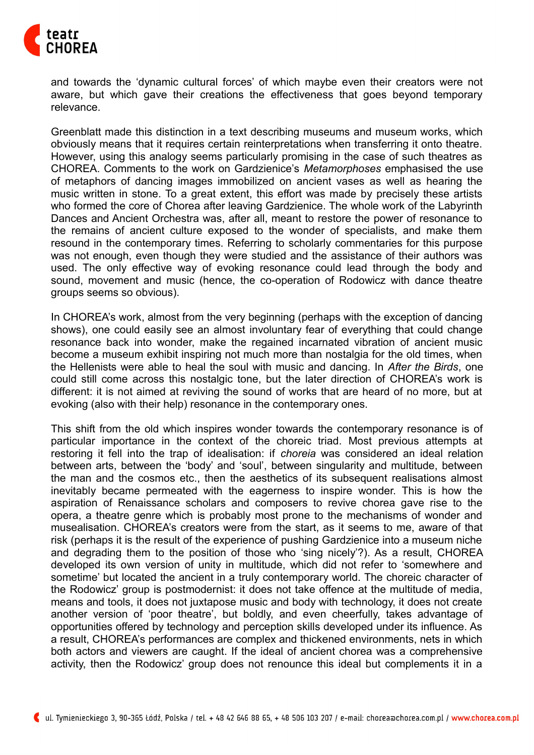and towards the 'dynamic cultural forces' of which maybe even their creators were not aware, but which gave their creations the effectiveness that goes beyond temporary relevance.

Greenblatt made this distinction in a text describing museums and museum works, which obviously means that it requires certain reinterpretations when transferring it onto theatre. However, using this analogy seems particularly promising in the case of such theatres as CHOREA. Comments to the work on Gardzienice's *Metamorphoses* emphasised the use of metaphors of dancing images immobilized on ancient vases as well as hearing the music written in stone. To a great extent, this effort was made by precisely these artists who formed the core of Chorea after leaving Gardzienice. The whole work of the Labyrinth Dances and Ancient Orchestra was, after all, meant to restore the power of resonance to the remains of ancient culture exposed to the wonder of specialists, and make them resound in the contemporary times. Referring to scholarly commentaries for this purpose was not enough, even though they were studied and the assistance of their authors was used. The only effective way of evoking resonance could lead through the body and sound, movement and music (hence, the co-operation of Rodowicz with dance theatre groups seems so obvious).

In CHOREA's work, almost from the very beginning (perhaps with the exception of dancing shows), one could easily see an almost involuntary fear of everything that could change resonance back into wonder, make the regained incarnated vibration of ancient music become a museum exhibit inspiring not much more than nostalgia for the old times, when the Hellenists were able to heal the soul with music and dancing. In *After the Birds*, one could still come across this nostalgic tone, but the later direction of CHOREA's work is different: it is not aimed at reviving the sound of works that are heard of no more, but at evoking (also with their help) resonance in the contemporary ones.

This shift from the old which inspires wonder towards the contemporary resonance is of particular importance in the context of the choreic triad. Most previous attempts at restoring it fell into the trap of idealisation: if *choreia* was considered an ideal relation between arts, between the 'body' and 'soul', between singularity and multitude, between the man and the cosmos etc., then the aesthetics of its subsequent realisations almost inevitably became permeated with the eagerness to inspire wonder. This is how the aspiration of Renaissance scholars and composers to revive chorea gave rise to the opera, a theatre genre which is probably most prone to the mechanisms of wonder and musealisation. CHOREA's creators were from the start, as it seems to me, aware of that risk (perhaps it is the result of the experience of pushing Gardzienice into a museum niche and degrading them to the position of those who 'sing nicely'?). As a result, CHOREA developed its own version of unity in multitude, which did not refer to 'somewhere and sometime' but located the ancient in a truly contemporary world. The choreic character of the Rodowicz' group is postmodernist: it does not take offence at the multitude of media, means and tools, it does not juxtapose music and body with technology, it does not create another version of 'poor theatre', but boldly, and even cheerfully, takes advantage of opportunities offered by technology and perception skills developed under its influence. As a result, CHOREA's performances are complex and thickened environments, nets in which both actors and viewers are caught. If the ideal of ancient chorea was a comprehensive activity, then the Rodowicz' group does not renounce this ideal but complements it in a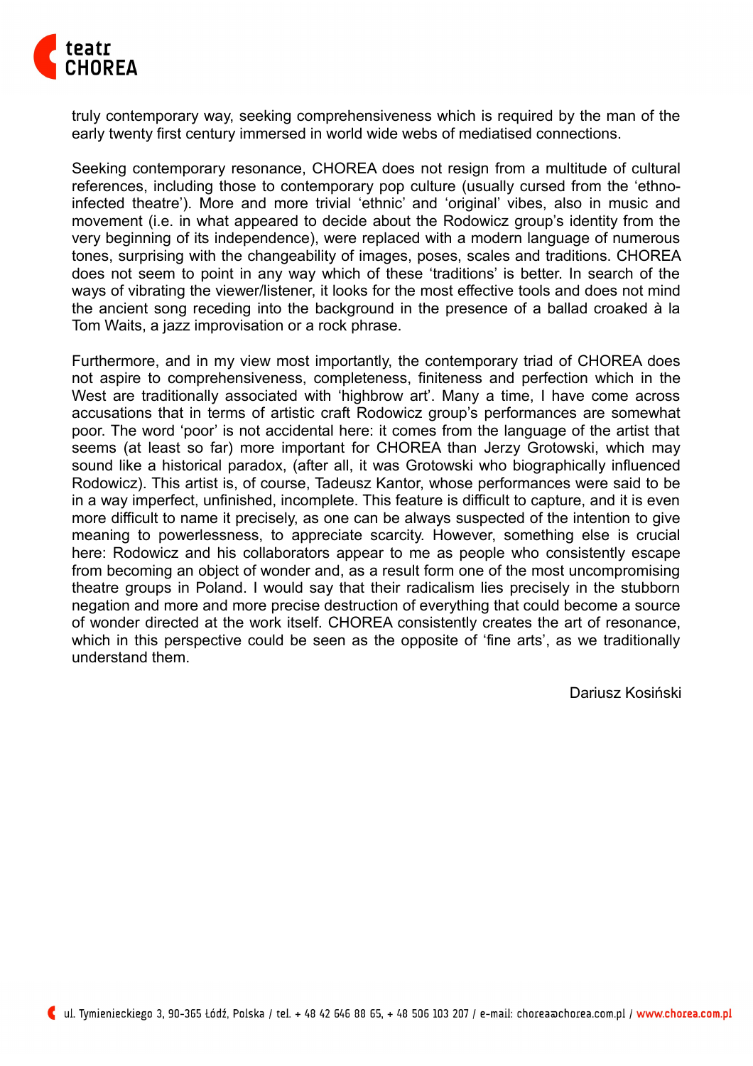truly contemporary way, seeking comprehensiveness which is required by the man of the early twenty first century immersed in world wide webs of mediatised connections.

Seeking contemporary resonance, CHOREA does not resign from a multitude of cultural references, including those to contemporary pop culture (usually cursed from the 'ethno-infected theatre'). More and more trivial 'ethnic' and 'original' vibes, also in music and movement (i.e. in what appeared to decide about the Rodowicz group's identity from the very beginning of its independence), were replaced with a modern language of numerous tones, surprising with the changeability of images, poses, scales and traditions. CHOREA does not seem to point in any way which of these 'traditions' is better. In search of the ways of vibrating the viewer/listener, it looks for the most effective tools and does not mind the ancient song receding into the background in the presence of a ballad croaked à la Tom Waits, a jazz improvisation or a rock phrase.

Furthermore, and in my view most importantly, the contemporary triad of CHOREA does not aspire to comprehensiveness, completeness, finiteness and perfection which in the West are traditionally associated with 'highbrow art'. Many a time, I have come across accusations that in terms of artistic craft Rodowicz group's performances are somewhat poor. The word 'poor' is not accidental here: it comes from the language of the artist that seems (at least so far) more important for CHOREA than Jerzy Grotowski, which may sound like a historical paradox, (after all, it was Grotowski who biographically influenced Rodowicz). This artist is, of course, Tadeusz Kantor, whose performances were said to be in a way imperfect, unfinished, incomplete. This feature is difficult to capture, and it is even more difficult to name it precisely, as one can be always suspected of the intention to give meaning to powerlessness, to appreciate scarcity. However, something else is crucial here: Rodowicz and his collaborators appear to me as people who consistently escape from becoming an object of wonder and, as a result form one of the most uncompromising theatre groups in Poland. I would say that their radicalism lies precisely in the stubborn negation and more and more precise destruction of everything that could become a source of wonder directed at the work itself. CHOREA consistently creates the art of resonance, which in this perspective could be seen as the opposite of 'fine arts', as we traditionally understand them.

Dariusz Kosiński